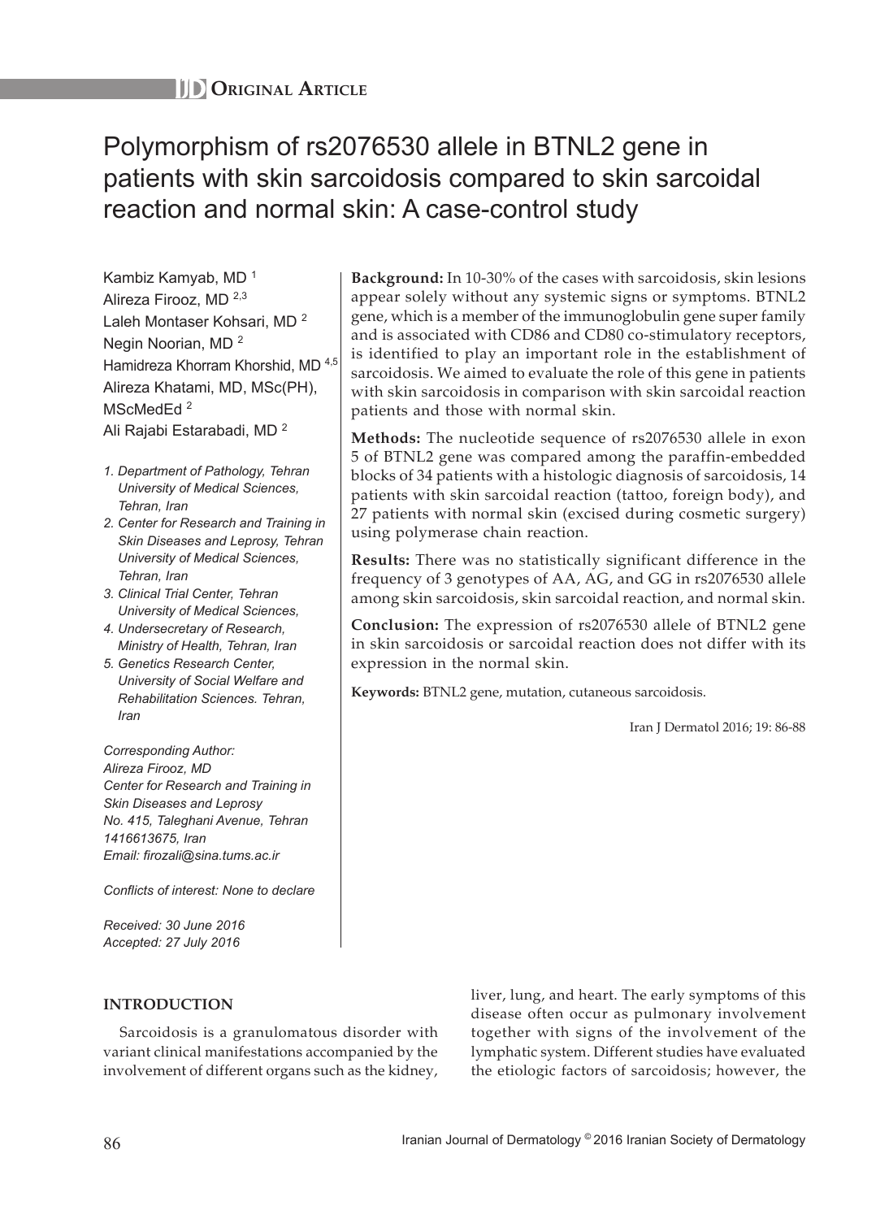**IJD Original Article**

# Polymorphism of rs2076530 allele in BTNL2 gene in patients with skin sarcoidosis compared to skin sarcoidal reaction and normal skin: A case-control study

Kambiz Kamyab, MD [1]
Alireza Firooz, MD [2,3]
Laleh Montaser Kohsari, MD [2]
Negin Noorian, MD [2]
Hamidreza Khorram Khorshid, MD [4,5]
Alireza Khatami, MD, MSc(PH), MScMedEd [2]
Ali Rajabi Estarabadi, MD [2]

*1. Department of Pathology, Tehran University of Medical Sciences, Tehran, Iran*
*2. Center for Research and Training in Skin Diseases and Leprosy, Tehran University of Medical Sciences, Tehran, Iran*
*3. Clinical Trial Center, Tehran University of Medical Sciences,*
*4. Undersecretary of Research, Ministry of Health, Tehran, Iran*
*5. Genetics Research Center, University of Social Welfare and Rehabilitation Sciences. Tehran, Iran*

*Corresponding Author:*
*Alireza Firooz, MD*
*Center for Research and Training in Skin Diseases and Leprosy*
*No. 415, Taleghani Avenue, Tehran 1416613675, Iran*
*Email: firozali@sina.tums.ac.ir*

*Conflicts of interest: None to declare*

*Received: 30 June 2016*
*Accepted: 27 July 2016*

**Background:** In 10-30% of the cases with sarcoidosis, skin lesions appear solely without any systemic signs or symptoms. BTNL2 gene, which is a member of the immunoglobulin gene super family and is associated with CD86 and CD80 co-stimulatory receptors, is identified to play an important role in the establishment of sarcoidosis. We aimed to evaluate the role of this gene in patients with skin sarcoidosis in comparison with skin sarcoidal reaction patients and those with normal skin.

**Methods:** The nucleotide sequence of rs2076530 allele in exon 5 of BTNL2 gene was compared among the paraffin-embedded blocks of 34 patients with a histologic diagnosis of sarcoidosis, 14 patients with skin sarcoidal reaction (tattoo, foreign body), and 27 patients with normal skin (excised during cosmetic surgery) using polymerase chain reaction.

**Results:** There was no statistically significant difference in the frequency of 3 genotypes of AA, AG, and GG in rs2076530 allele among skin sarcoidosis, skin sarcoidal reaction, and normal skin.

**Conclusion:** The expression of rs2076530 allele of BTNL2 gene in skin sarcoidosis or sarcoidal reaction does not differ with its expression in the normal skin.

**Keywords:** BTNL2 gene, mutation, cutaneous sarcoidosis.

Iran J Dermatol 2016; 19: 86-88

## INTRODUCTION

Sarcoidosis is a granulomatous disorder with variant clinical manifestations accompanied by the involvement of different organs such as the kidney, liver, lung, and heart. The early symptoms of this disease often occur as pulmonary involvement together with signs of the involvement of the lymphatic system. Different studies have evaluated the etiologic factors of sarcoidosis; however, the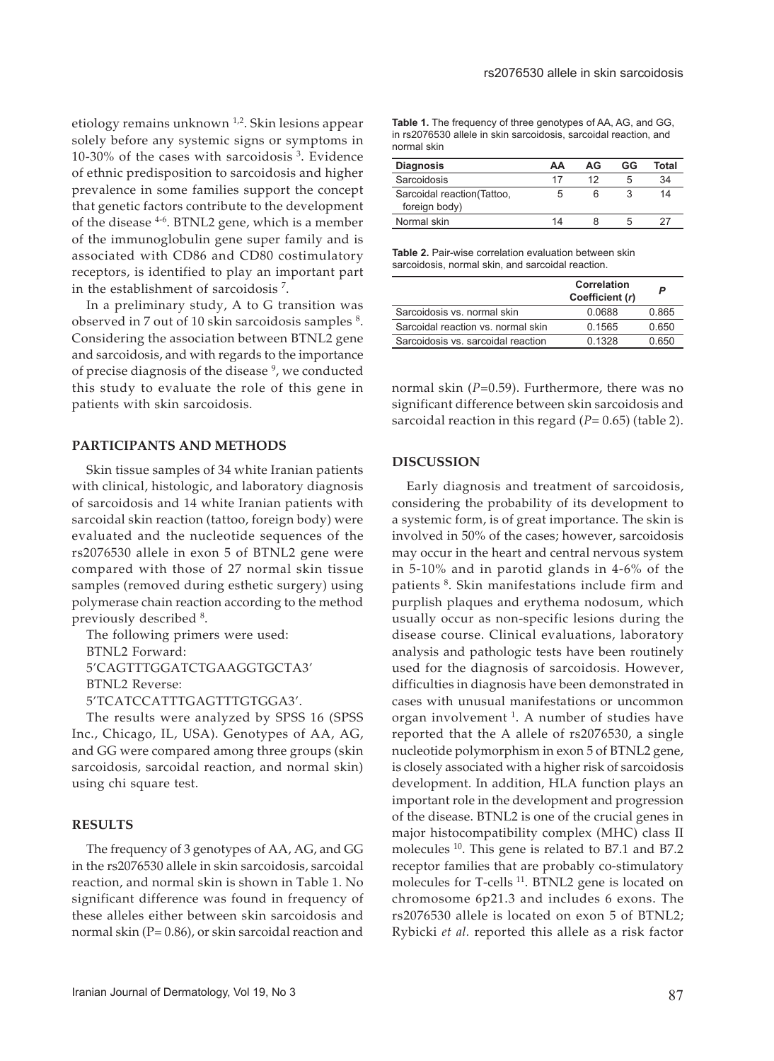etiology remains unknown [1,2]. Skin lesions appear solely before any systemic signs or symptoms in 10-30% of the cases with sarcoidosis [3]. Evidence of ethnic predisposition to sarcoidosis and higher prevalence in some families support the concept that genetic factors contribute to the development of the disease [4-6]. BTNL2 gene, which is a member of the immunoglobulin gene super family and is associated with CD86 and CD80 costimulatory receptors, is identified to play an important part in the establishment of sarcoidosis [7].

In a preliminary study, A to G transition was observed in 7 out of 10 skin sarcoidosis samples [8]. Considering the association between BTNL2 gene and sarcoidosis, and with regards to the importance of precise diagnosis of the disease [9], we conducted this study to evaluate the role of this gene in patients with skin sarcoidosis.

## PARTICIPANTS AND METHODS

Skin tissue samples of 34 white Iranian patients with clinical, histologic, and laboratory diagnosis of sarcoidosis and 14 white Iranian patients with sarcoidal skin reaction (tattoo, foreign body) were evaluated and the nucleotide sequences of the rs2076530 allele in exon 5 of BTNL2 gene were compared with those of 27 normal skin tissue samples (removed during esthetic surgery) using polymerase chain reaction according to the method previously described [8].

The following primers were used:

BTNL2 Forward:

5'CAGTTTGGATCTGAAGGTGCTA3'

BTNL2 Reverse:

5'TCATCCATTTGAGTTTGTGGA3'.

The results were analyzed by SPSS 16 (SPSS Inc., Chicago, IL, USA). Genotypes of AA, AG, and GG were compared among three groups (skin sarcoidosis, sarcoidal reaction, and normal skin) using chi square test.

## RESULTS

The frequency of 3 genotypes of AA, AG, and GG in the rs2076530 allele in skin sarcoidosis, sarcoidal reaction, and normal skin is shown in Table 1. No significant difference was found in frequency of these alleles either between skin sarcoidosis and normal skin (P= 0.86), or skin sarcoidal reaction and normal skin (*P*=0.59). Furthermore, there was no significant difference between skin sarcoidosis and sarcoidal reaction in this regard (*P*= 0.65) (table 2).

**Table 1.** The frequency of three genotypes of AA, AG, and GG, in rs2076530 allele in skin sarcoidosis, sarcoidal reaction, and normal skin

| Diagnosis | AA | AG | GG | Total |
|---|---|---|---|---|
| Sarcoidosis | 17 | 12 | 5 | 34 |
| Sarcoidal reaction(Tattoo, foreign body) | 5 | 6 | 3 | 14 |
| Normal skin | 14 | 8 | 5 | 27 |

**Table 2.** Pair-wise correlation evaluation between skin sarcoidosis, normal skin, and sarcoidal reaction.

| | Correlation Coefficient (*r*) | *P* |
|---|---|---|
| Sarcoidosis vs. normal skin | 0.0688 | 0.865 |
| Sarcoidal reaction vs. normal skin | 0.1565 | 0.650 |
| Sarcoidosis vs. sarcoidal reaction | 0.1328 | 0.650 |

## DISCUSSION

Early diagnosis and treatment of sarcoidosis, considering the probability of its development to a systemic form, is of great importance. The skin is involved in 50% of the cases; however, sarcoidosis may occur in the heart and central nervous system in 5-10% and in parotid glands in 4-6% of the patients [8]. Skin manifestations include firm and purplish plaques and erythema nodosum, which usually occur as non-specific lesions during the disease course. Clinical evaluations, laboratory analysis and pathologic tests have been routinely used for the diagnosis of sarcoidosis. However, difficulties in diagnosis have been demonstrated in cases with unusual manifestations or uncommon organ involvement [1]. A number of studies have reported that the A allele of rs2076530, a single nucleotide polymorphism in exon 5 of BTNL2 gene, is closely associated with a higher risk of sarcoidosis development. In addition, HLA function plays an important role in the development and progression of the disease. BTNL2 is one of the crucial genes in major histocompatibility complex (MHC) class II molecules [10]. This gene is related to B7.1 and B7.2 receptor families that are probably co-stimulatory molecules for T-cells [11]. BTNL2 gene is located on chromosome 6p21.3 and includes 6 exons. The rs2076530 allele is located on exon 5 of BTNL2; Rybicki *et al.* reported this allele as a risk factor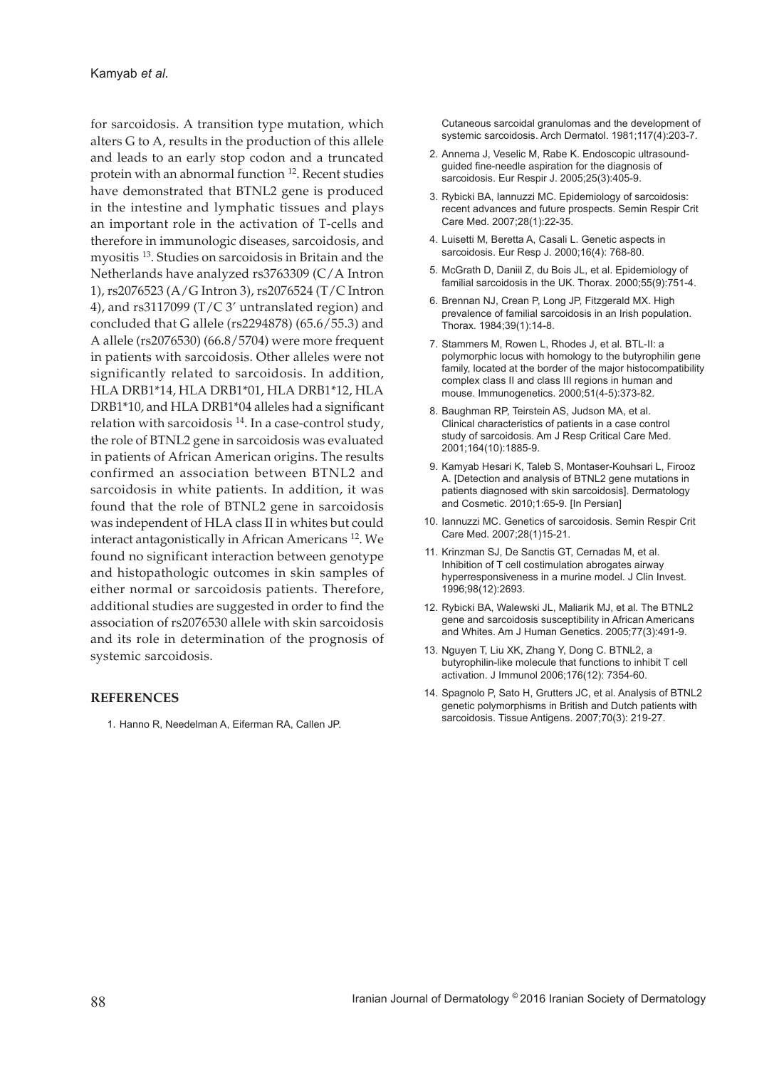for sarcoidosis. A transition type mutation, which alters G to A, results in the production of this allele and leads to an early stop codon and a truncated protein with an abnormal function [12]. Recent studies have demonstrated that BTNL2 gene is produced in the intestine and lymphatic tissues and plays an important role in the activation of T-cells and therefore in immunologic diseases, sarcoidosis, and myositis [13]. Studies on sarcoidosis in Britain and the Netherlands have analyzed rs3763309 (C/A Intron 1), rs2076523 (A/G Intron 3), rs2076524 (T/C Intron 4), and rs3117099 (T/C 3′ untranslated region) and concluded that G allele (rs2294878) (65.6/55.3) and A allele (rs2076530) (66.8/5704) were more frequent in patients with sarcoidosis. Other alleles were not significantly related to sarcoidosis. In addition, HLA DRB1*14, HLA DRB1*01, HLA DRB1*12, HLA DRB1*10, and HLA DRB1*04 alleles had a significant relation with sarcoidosis [14]. In a case-control study, the role of BTNL2 gene in sarcoidosis was evaluated in patients of African American origins. The results confirmed an association between BTNL2 and sarcoidosis in white patients. In addition, it was found that the role of BTNL2 gene in sarcoidosis was independent of HLA class II in whites but could interact antagonistically in African Americans [12]. We found no significant interaction between genotype and histopathologic outcomes in skin samples of either normal or sarcoidosis patients. Therefore, additional studies are suggested in order to find the association of rs2076530 allele with skin sarcoidosis and its role in determination of the prognosis of systemic sarcoidosis.

## REFERENCES

1. Hanno R, Needelman A, Eiferman RA, Callen JP. Cutaneous sarcoidal granulomas and the development of systemic sarcoidosis. Arch Dermatol. 1981;117(4):203-7.
2. Annema J, Veselic M, Rabe K. Endoscopic ultrasound-guided fine-needle aspiration for the diagnosis of sarcoidosis. Eur Respir J. 2005;25(3):405-9.
3. Rybicki BA, Iannuzzi MC. Epidemiology of sarcoidosis: recent advances and future prospects. Semin Respir Crit Care Med. 2007;28(1):22-35.
4. Luisetti M, Beretta A, Casali L. Genetic aspects in sarcoidosis. Eur Resp J. 2000;16(4): 768-80.
5. McGrath D, Daniil Z, du Bois JL, et al. Epidemiology of familial sarcoidosis in the UK. Thorax. 2000;55(9):751-4.
6. Brennan NJ, Crean P, Long JP, Fitzgerald MX. High prevalence of familial sarcoidosis in an Irish population. Thorax. 1984;39(1):14-8.
7. Stammers M, Rowen L, Rhodes J, et al. BTL-II: a polymorphic locus with homology to the butyrophilin gene family, located at the border of the major histocompatibility complex class II and class III regions in human and mouse. Immunogenetics. 2000;51(4-5):373-82.
8. Baughman RP, Teirstein AS, Judson MA, et al. Clinical characteristics of patients in a case control study of sarcoidosis. Am J Resp Critical Care Med. 2001;164(10):1885-9.
9. Kamyab Hesari K, Taleb S, Montaser-Kouhsari L, Firooz A. [Detection and analysis of BTNL2 gene mutations in patients diagnosed with skin sarcoidosis]. Dermatology and Cosmetic. 2010;1:65-9. [In Persian]
10. Iannuzzi MC. Genetics of sarcoidosis. Semin Respir Crit Care Med. 2007;28(1)15-21.
11. Krinzman SJ, De Sanctis GT, Cernadas M, et al. Inhibition of T cell costimulation abrogates airway hyperresponsiveness in a murine model. J Clin Invest. 1996;98(12):2693.
12. Rybicki BA, Walewski JL, Maliarik MJ, et al. The BTNL2 gene and sarcoidosis susceptibility in African Americans and Whites. Am J Human Genetics. 2005;77(3):491-9.
13. Nguyen T, Liu XK, Zhang Y, Dong C. BTNL2, a butyrophilin-like molecule that functions to inhibit T cell activation. J Immunol 2006;176(12): 7354-60.
14. Spagnolo P, Sato H, Grutters JC, et al. Analysis of BTNL2 genetic polymorphisms in British and Dutch patients with sarcoidosis. Tissue Antigens. 2007;70(3): 219-27.